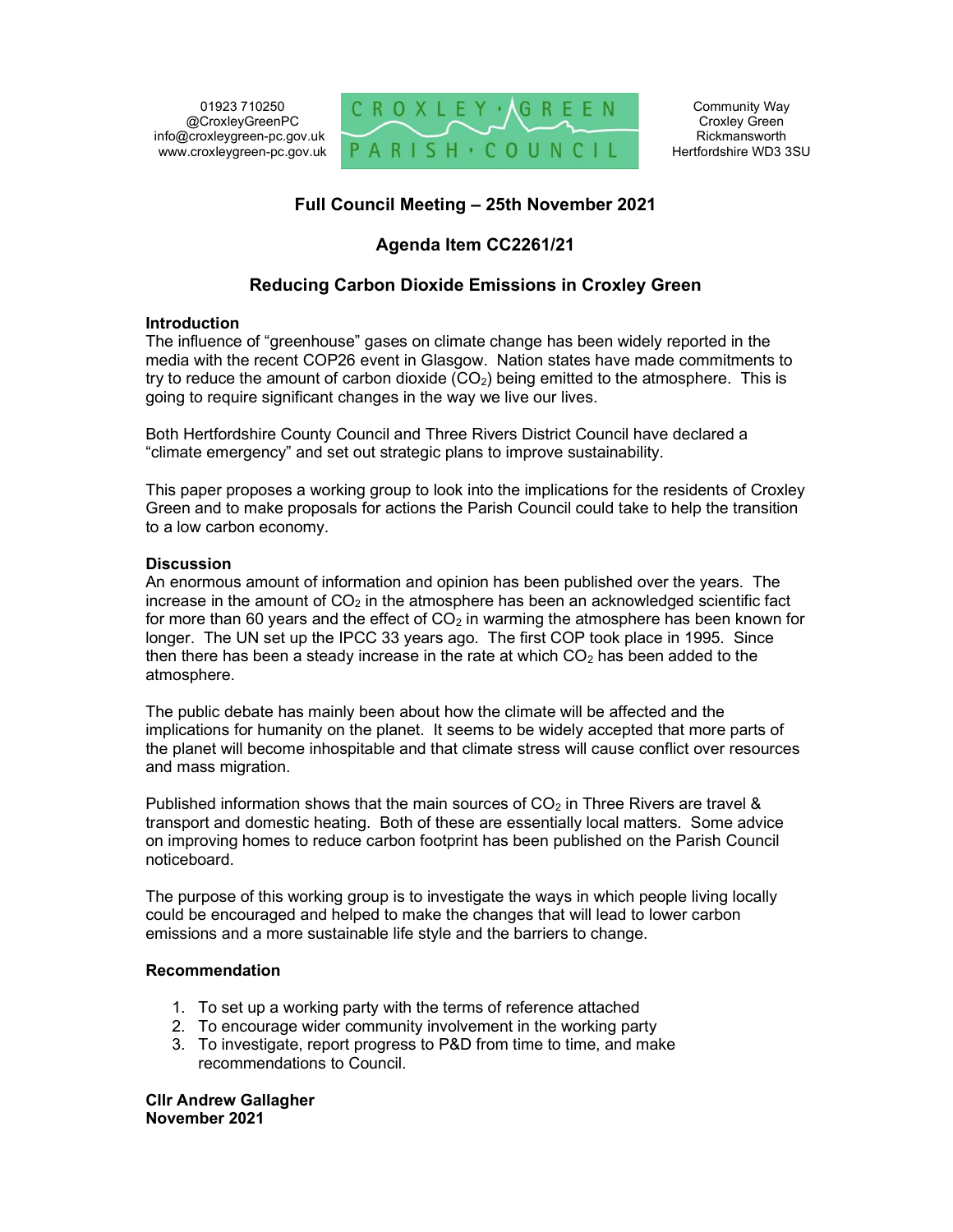01923 710250
@CroxleyGreenPC
info@croxleygreen-pc.gov.uk
www.croxleygreen-pc.gov.uk

CROXLEY GREEN PARISH COUNCIL

Community Way
Croxley Green
Rickmansworth
Hertfordshire WD3 3SU

# Full Council Meeting – 25th November 2021

## Agenda Item CC2261/21

## Reducing Carbon Dioxide Emissions in Croxley Green

**Introduction**

The influence of "greenhouse" gases on climate change has been widely reported in the media with the recent COP26 event in Glasgow. Nation states have made commitments to try to reduce the amount of carbon dioxide ($CO_2$) being emitted to the atmosphere. This is going to require significant changes in the way we live our lives.

Both Hertfordshire County Council and Three Rivers District Council have declared a "climate emergency" and set out strategic plans to improve sustainability.

This paper proposes a working group to look into the implications for the residents of Croxley Green and to make proposals for actions the Parish Council could take to help the transition to a low carbon economy.

**Discussion**

An enormous amount of information and opinion has been published over the years. The increase in the amount of $CO_2$ in the atmosphere has been an acknowledged scientific fact for more than 60 years and the effect of $CO_2$ in warming the atmosphere has been known for longer. The UN set up the IPCC 33 years ago. The first COP took place in 1995. Since then there has been a steady increase in the rate at which $CO_2$ has been added to the atmosphere.

The public debate has mainly been about how the climate will be affected and the implications for humanity on the planet. It seems to be widely accepted that more parts of the planet will become inhospitable and that climate stress will cause conflict over resources and mass migration.

Published information shows that the main sources of $CO_2$ in Three Rivers are travel & transport and domestic heating. Both of these are essentially local matters. Some advice on improving homes to reduce carbon footprint has been published on the Parish Council noticeboard.

The purpose of this working group is to investigate the ways in which people living locally could be encouraged and helped to make the changes that will lead to lower carbon emissions and a more sustainable life style and the barriers to change.

**Recommendation**

1. To set up a working party with the terms of reference attached
2. To encourage wider community involvement in the working party
3. To investigate, report progress to P&D from time to time, and make recommendations to Council.

**Cllr Andrew Gallagher**
**November 2021**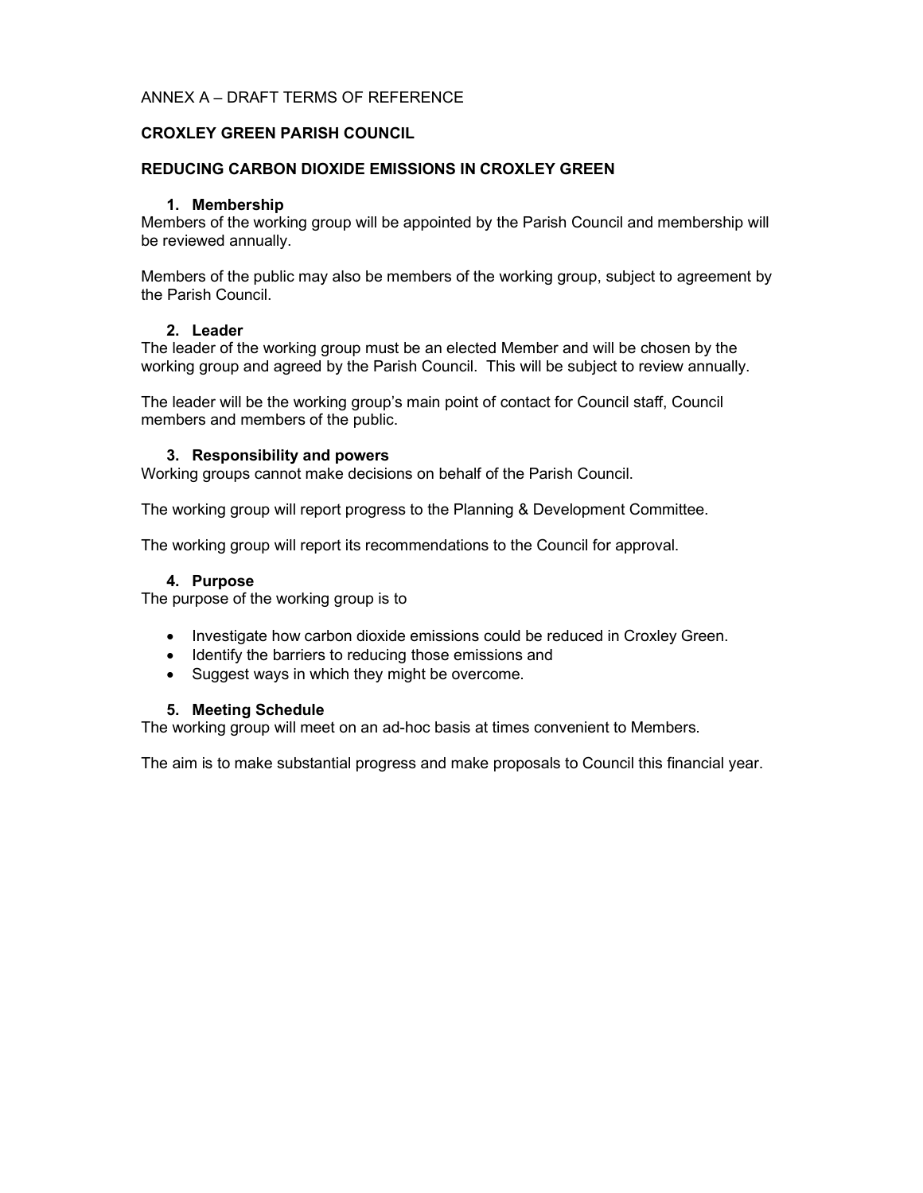ANNEX A – DRAFT TERMS OF REFERENCE

**CROXLEY GREEN PARISH COUNCIL**

**REDUCING CARBON DIOXIDE EMISSIONS IN CROXLEY GREEN**

1. **Membership**

Members of the working group will be appointed by the Parish Council and membership will be reviewed annually.

Members of the public may also be members of the working group, subject to agreement by the Parish Council.

2. **Leader**

The leader of the working group must be an elected Member and will be chosen by the working group and agreed by the Parish Council. This will be subject to review annually.

The leader will be the working group's main point of contact for Council staff, Council members and members of the public.

3. **Responsibility and powers**

Working groups cannot make decisions on behalf of the Parish Council.

The working group will report progress to the Planning & Development Committee.

The working group will report its recommendations to the Council for approval.

4. **Purpose**

The purpose of the working group is to

- Investigate how carbon dioxide emissions could be reduced in Croxley Green.
- Identify the barriers to reducing those emissions and
- Suggest ways in which they might be overcome.

5. **Meeting Schedule**

The working group will meet on an ad-hoc basis at times convenient to Members.

The aim is to make substantial progress and make proposals to Council this financial year.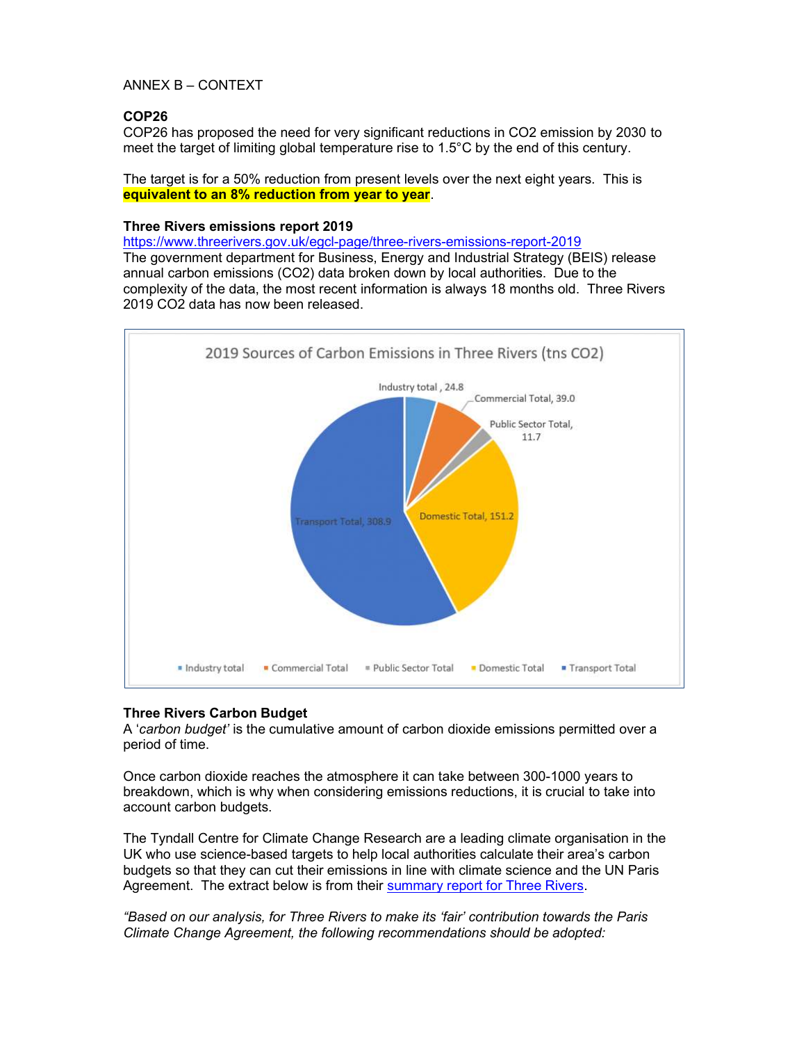ANNEX B – CONTEXT

**COP26**

COP26 has proposed the need for very significant reductions in $CO_2$ emission by 2030 to meet the target of limiting global temperature rise to 1.5°C by the end of this century.

The target is for a 50% reduction from present levels over the next eight years. This is **equivalent to an 8% reduction from year to year**.

**Three Rivers emissions report 2019**

[https://www.threerivers.gov.uk/egcl-page/three-rivers-emissions-report-2019](https://www.threerivers.gov.uk/egcl-page/three-rivers-emissions-report-2019)

The government department for Business, Energy and Industrial Strategy (BEIS) release annual carbon emissions ($CO_2$) data broken down by local authorities. Due to the complexity of the data, the most recent information is always 18 months old. Three Rivers 2019 $CO_2$ data has now been released.

2019 Sources of Carbon Emissions in Three Rivers (tns CO2)

| Source | tns CO2 |
| --- | --- |
| Industry total | 24.8 |
| Commercial Total | 39.0 |
| Public Sector Total | 11.7 |
| Domestic Total | 151.2 |
| Transport Total | 308.9 |

**Three Rivers Carbon Budget**

A '*carbon budget*' is the cumulative amount of carbon dioxide emissions permitted over a period of time.

Once carbon dioxide reaches the atmosphere it can take between 300-1000 years to breakdown, which is why when considering emissions reductions, it is crucial to take into account carbon budgets.

The Tyndall Centre for Climate Change Research are a leading climate organisation in the UK who use science-based targets to help local authorities calculate their area's carbon budgets so that they can cut their emissions in line with climate science and the UN Paris Agreement. The extract below is from their summary report for Three Rivers.

*"Based on our analysis, for Three Rivers to make its 'fair' contribution towards the Paris Climate Change Agreement, the following recommendations should be adopted:*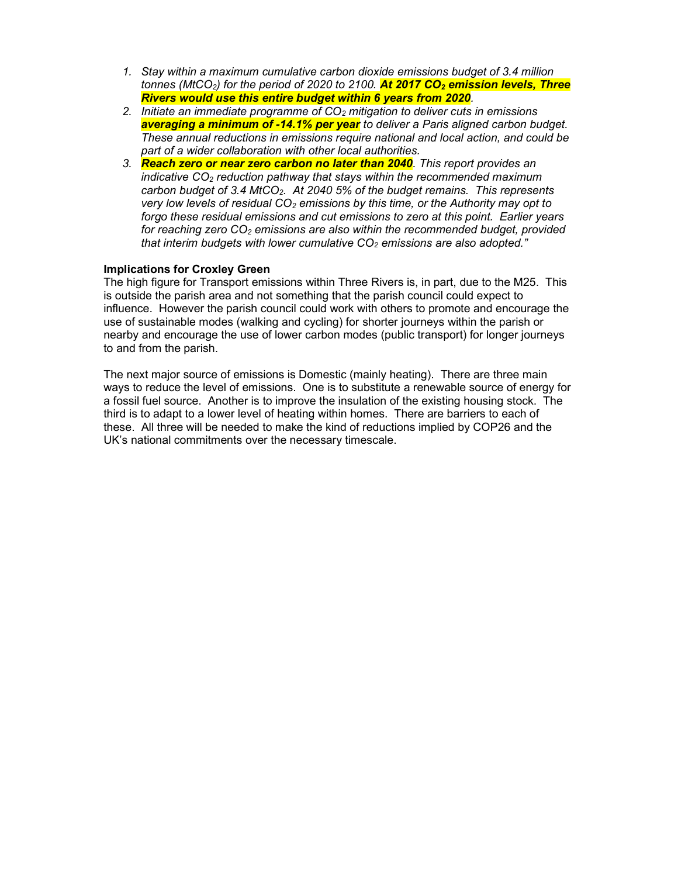1. *Stay within a maximum cumulative carbon dioxide emissions budget of 3.4 million tonnes ($MtCO_2$) for the period of 2020 to 2100.* ***At 2017 $CO_2$ emission levels, Three Rivers would use this entire budget within 6 years from 2020****.*
2. *Initiate an immediate programme of $CO_2$ mitigation to deliver cuts in emissions* ***averaging a minimum of -14.1% per year*** *to deliver a Paris aligned carbon budget. These annual reductions in emissions require national and local action, and could be part of a wider collaboration with other local authorities.*
3. ***Reach zero or near zero carbon no later than 2040****. This report provides an indicative $CO_2$ reduction pathway that stays within the recommended maximum carbon budget of 3.4 $MtCO_2$. At 2040 5% of the budget remains. This represents very low levels of residual $CO_2$ emissions by this time, or the Authority may opt to forgo these residual emissions and cut emissions to zero at this point. Earlier years for reaching zero $CO_2$ emissions are also within the recommended budget, provided that interim budgets with lower cumulative $CO_2$ emissions are also adopted."*

**Implications for Croxley Green**

The high figure for Transport emissions within Three Rivers is, in part, due to the M25. This is outside the parish area and not something that the parish council could expect to influence. However the parish council could work with others to promote and encourage the use of sustainable modes (walking and cycling) for shorter journeys within the parish or nearby and encourage the use of lower carbon modes (public transport) for longer journeys to and from the parish.

The next major source of emissions is Domestic (mainly heating). There are three main ways to reduce the level of emissions. One is to substitute a renewable source of energy for a fossil fuel source. Another is to improve the insulation of the existing housing stock. The third is to adapt to a lower level of heating within homes. There are barriers to each of these. All three will be needed to make the kind of reductions implied by COP26 and the UK's national commitments over the necessary timescale.